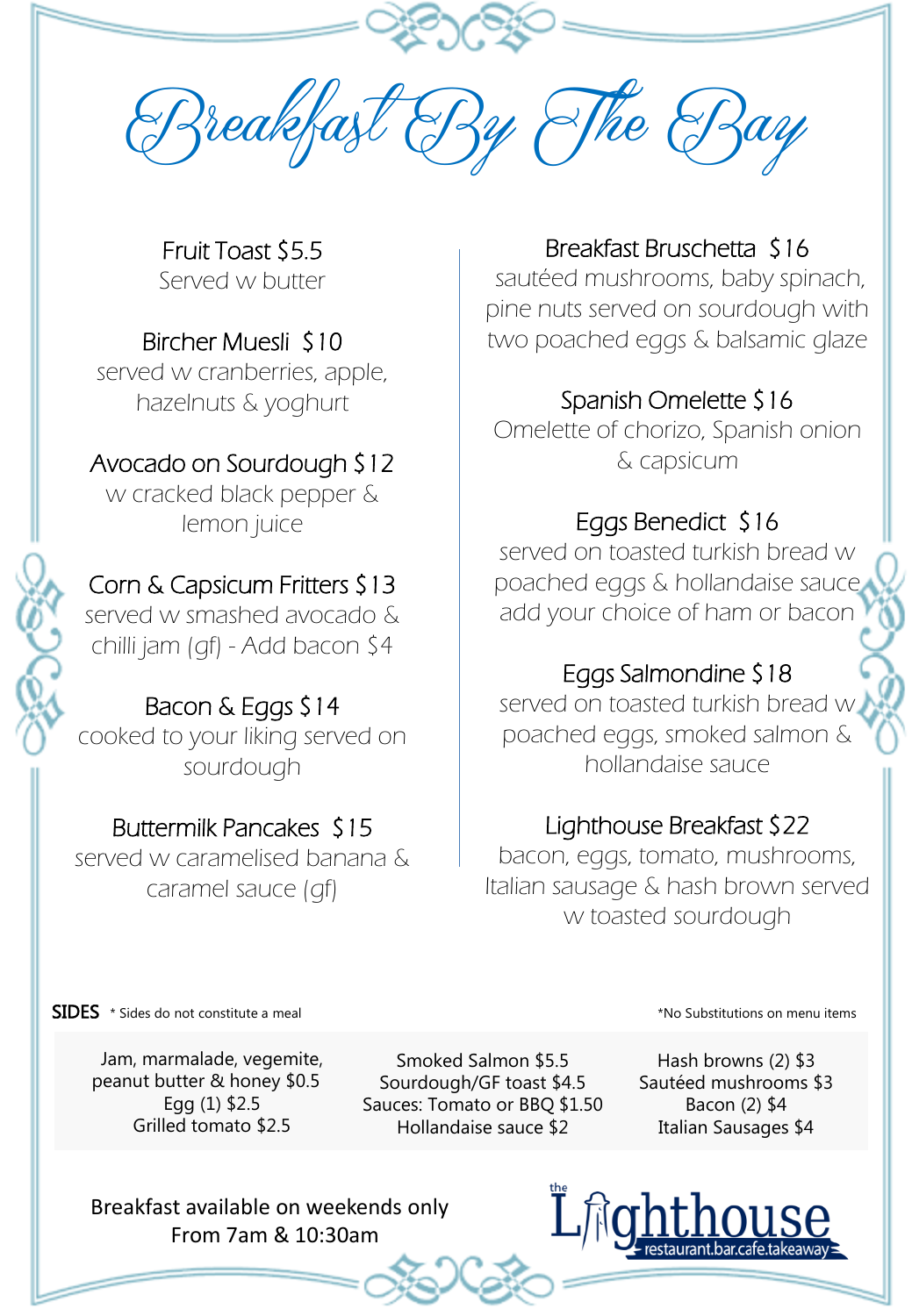# Breakfast By The Bay

**Fruit Toast $5.5**
Served w butter

**Bircher Muesli $10**
served w cranberries, apple, hazelnuts & yoghurt

**Avocado on Sourdough $12**
w cracked black pepper & lemon juice

**Corn & Capsicum Fritters $13**
served w smashed avocado & chilli jam (gf) - Add bacon $4

**Bacon & Eggs $14**
cooked to your liking served on sourdough

**Buttermilk Pancakes $15**
served w caramelised banana & caramel sauce (gf)

**Breakfast Bruschetta $16**
sautéed mushrooms, baby spinach, pine nuts served on sourdough with two poached eggs & balsamic glaze

**Spanish Omelette $16**
Omelette of chorizo, Spanish onion & capsicum

**Eggs Benedict $16**
served on toasted turkish bread w poached eggs & hollandaise sauce add your choice of ham or bacon

**Eggs Salmondine $18**
served on toasted turkish bread w poached eggs, smoked salmon & hollandaise sauce

**Lighthouse Breakfast $22**
bacon, eggs, tomato, mushrooms, Italian sausage & hash brown served w toasted sourdough

**SIDES** * Sides do not constitute a meal

*No Substitutions on menu items

Jam, marmalade, vegemite, peanut butter & honey $0.5
Egg (1) $2.5
Grilled tomato $2.5

Smoked Salmon $5.5
Sourdough/GF toast $4.5
Sauces: Tomato or BBQ $1.50
Hollandaise sauce $2

Hash browns (2) $3
Sautéed mushrooms $3
Bacon (2) $4
Italian Sausages $4

Breakfast available on weekends only
From 7am & 10:30am

the Lighthouse
restaurant.bar.cafe.takeaway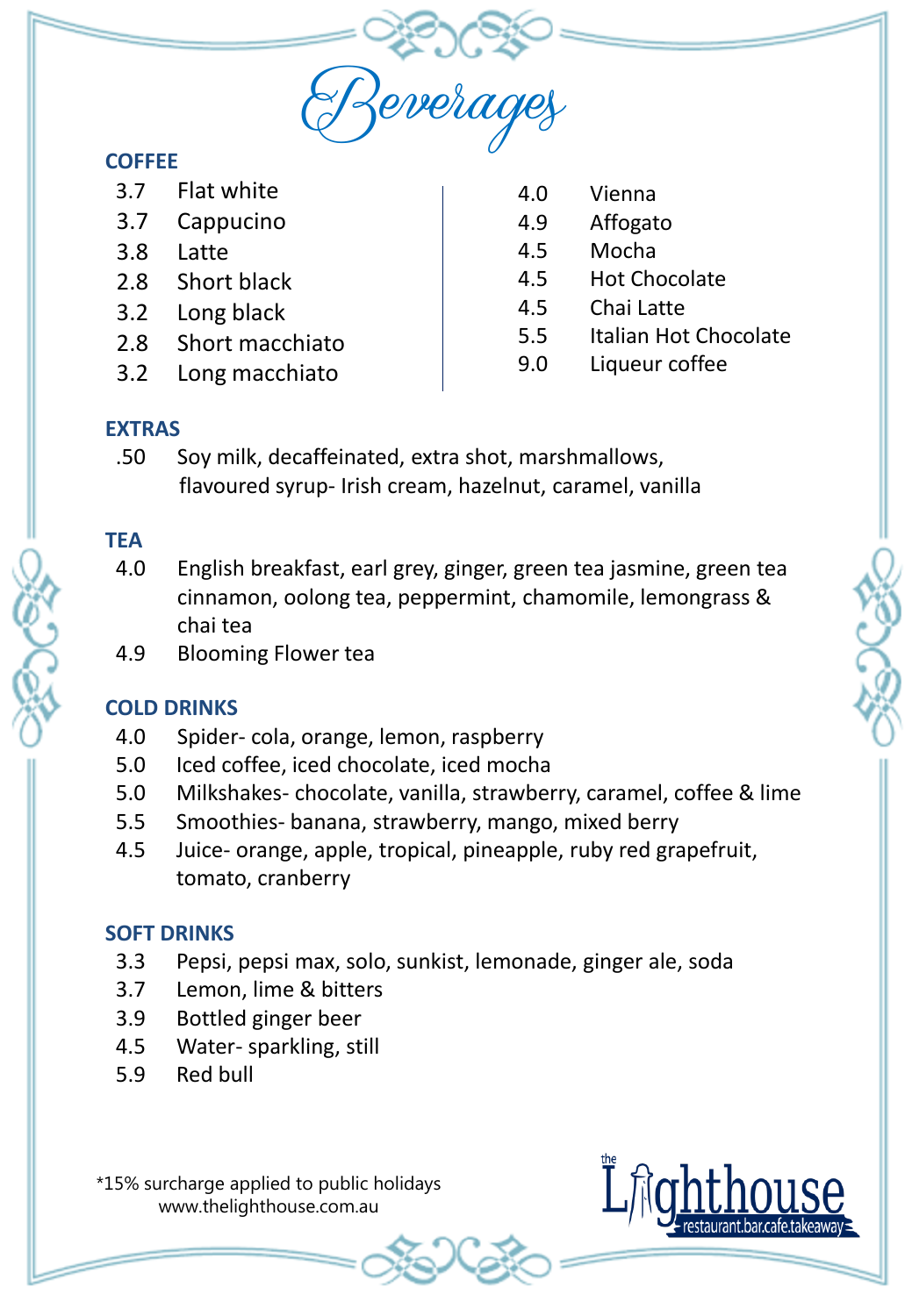# Beverages

## COFFEE

| | |
|---|---|
| 3.7 | Flat white |
| 3.7 | Cappucino |
| 3.8 | Latte |
| 2.8 | Short black |
| 3.2 | Long black |
| 2.8 | Short macchiato |
| 3.2 | Long macchiato |
| 4.0 | Vienna |
| 4.9 | Affogato |
| 4.5 | Mocha |
| 4.5 | Hot Chocolate |
| 4.5 | Chai Latte |
| 5.5 | Italian Hot Chocolate |
| 9.0 | Liqueur coffee |

## EXTRAS

| | |
|---|---|
| .50 | Soy milk, decaffeinated, extra shot, marshmallows, flavoured syrup- Irish cream, hazelnut, caramel, vanilla |

## TEA

| | |
|---|---|
| 4.0 | English breakfast, earl grey, ginger, green tea jasmine, green tea cinnamon, oolong tea, peppermint, chamomile, lemongrass & chai tea |
| 4.9 | Blooming Flower tea |

## COLD DRINKS

| | |
|---|---|
| 4.0 | Spider- cola, orange, lemon, raspberry |
| 5.0 | Iced coffee, iced chocolate, iced mocha |
| 5.0 | Milkshakes- chocolate, vanilla, strawberry, caramel, coffee & lime |
| 5.5 | Smoothies- banana, strawberry, mango, mixed berry |
| 4.5 | Juice- orange, apple, tropical, pineapple, ruby red grapefruit, tomato, cranberry |

## SOFT DRINKS

| | |
|---|---|
| 3.3 | Pepsi, pepsi max, solo, sunkist, lemonade, ginger ale, soda |
| 3.7 | Lemon, lime & bitters |
| 3.9 | Bottled ginger beer |
| 4.5 | Water- sparkling, still |
| 5.9 | Red bull |

*15% surcharge applied to public holidays
www.thelighthouse.com.au

the Lighthouse restaurant.bar.cafe.takeaway